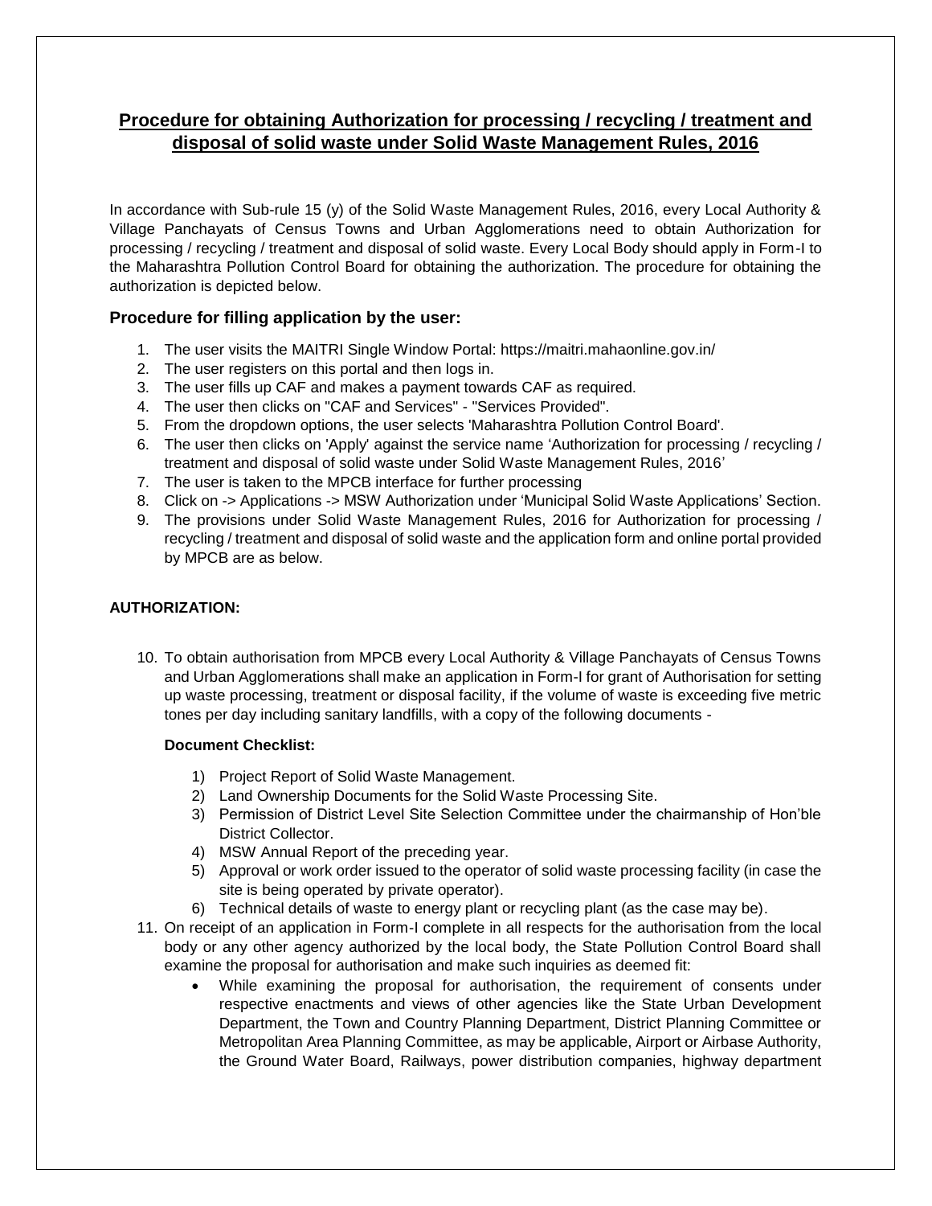# Procedure for obtaining Authorization for processing / recycling / treatment and disposal of solid waste under Solid Waste Management Rules, 2016

In accordance with Sub-rule 15 (y) of the Solid Waste Management Rules, 2016, every Local Authority & Village Panchayats of Census Towns and Urban Agglomerations need to obtain Authorization for processing / recycling / treatment and disposal of solid waste. Every Local Body should apply in Form-I to the Maharashtra Pollution Control Board for obtaining the authorization. The procedure for obtaining the authorization is depicted below.

## Procedure for filling application by the user:

1. The user visits the MAITRI Single Window Portal: https://maitri.mahaonline.gov.in/
2. The user registers on this portal and then logs in.
3. The user fills up CAF and makes a payment towards CAF as required.
4. The user then clicks on "CAF and Services" - "Services Provided".
5. From the dropdown options, the user selects 'Maharashtra Pollution Control Board'.
6. The user then clicks on 'Apply' against the service name 'Authorization for processing / recycling / treatment and disposal of solid waste under Solid Waste Management Rules, 2016'
7. The user is taken to the MPCB interface for further processing
8. Click on -> Applications -> MSW Authorization under 'Municipal Solid Waste Applications' Section.
9. The provisions under Solid Waste Management Rules, 2016 for Authorization for processing / recycling / treatment and disposal of solid waste and the application form and online portal provided by MPCB are as below.

**AUTHORIZATION:**

10. To obtain authorisation from MPCB every Local Authority & Village Panchayats of Census Towns and Urban Agglomerations shall make an application in Form-I for grant of Authorisation for setting up waste processing, treatment or disposal facility, if the volume of waste is exceeding five metric tones per day including sanitary landfills, with a copy of the following documents -

    **Document Checklist:**

    1) Project Report of Solid Waste Management.
    2) Land Ownership Documents for the Solid Waste Processing Site.
    3) Permission of District Level Site Selection Committee under the chairmanship of Hon'ble District Collector.
    4) MSW Annual Report of the preceding year.
    5) Approval or work order issued to the operator of solid waste processing facility (in case the site is being operated by private operator).
    6) Technical details of waste to energy plant or recycling plant (as the case may be).

11. On receipt of an application in Form-I complete in all respects for the authorisation from the local body or any other agency authorized by the local body, the State Pollution Control Board shall examine the proposal for authorisation and make such inquiries as deemed fit:
    - While examining the proposal for authorisation, the requirement of consents under respective enactments and views of other agencies like the State Urban Development Department, the Town and Country Planning Department, District Planning Committee or Metropolitan Area Planning Committee, as may be applicable, Airport or Airbase Authority, the Ground Water Board, Railways, power distribution companies, highway department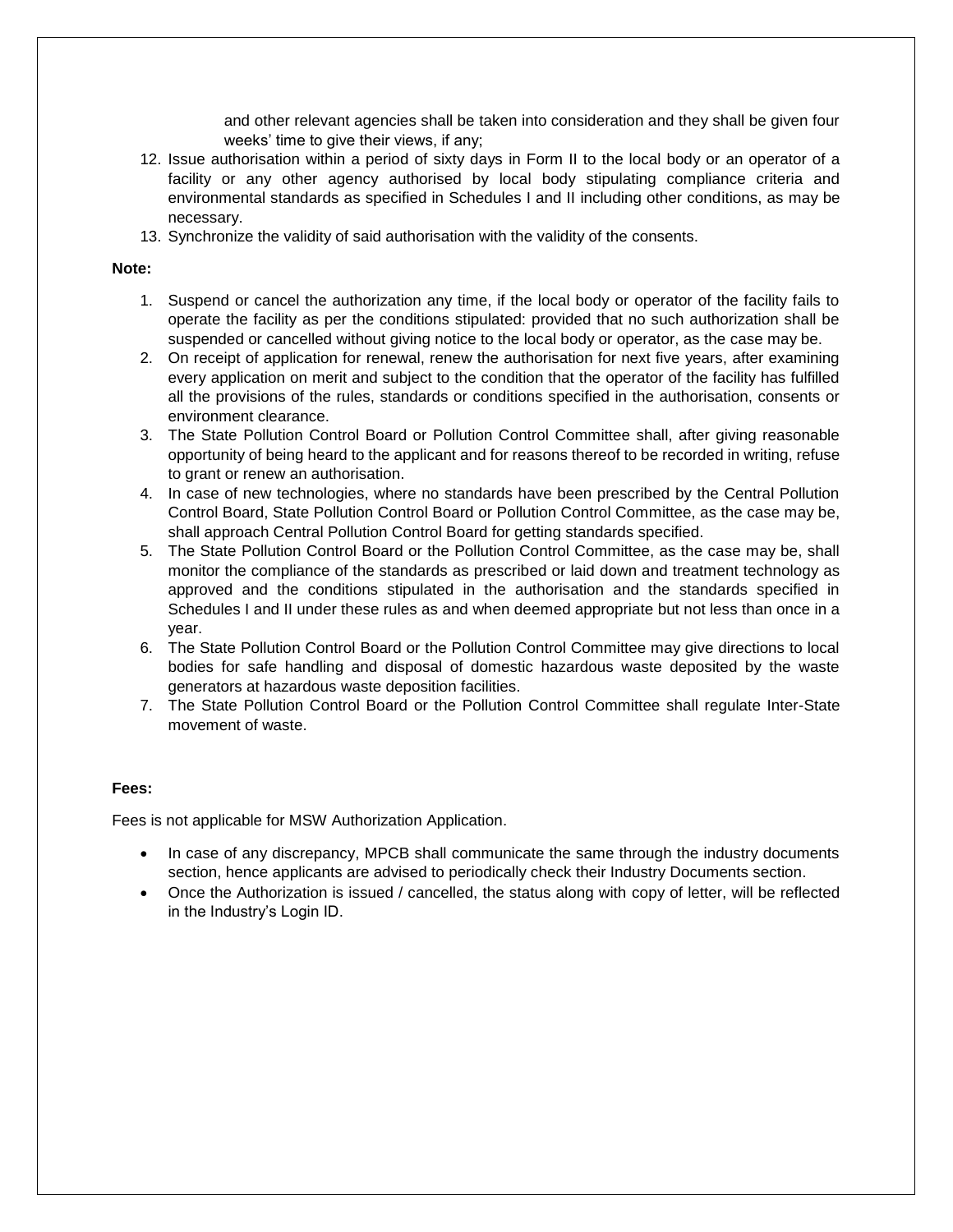and other relevant agencies shall be taken into consideration and they shall be given four weeks' time to give their views, if any;

12. Issue authorisation within a period of sixty days in Form II to the local body or an operator of a facility or any other agency authorised by local body stipulating compliance criteria and environmental standards as specified in Schedules I and II including other conditions, as may be necessary.
13. Synchronize the validity of said authorisation with the validity of the consents.

**Note:**

1. Suspend or cancel the authorization any time, if the local body or operator of the facility fails to operate the facility as per the conditions stipulated: provided that no such authorization shall be suspended or cancelled without giving notice to the local body or operator, as the case may be.
2. On receipt of application for renewal, renew the authorisation for next five years, after examining every application on merit and subject to the condition that the operator of the facility has fulfilled all the provisions of the rules, standards or conditions specified in the authorisation, consents or environment clearance.
3. The State Pollution Control Board or Pollution Control Committee shall, after giving reasonable opportunity of being heard to the applicant and for reasons thereof to be recorded in writing, refuse to grant or renew an authorisation.
4. In case of new technologies, where no standards have been prescribed by the Central Pollution Control Board, State Pollution Control Board or Pollution Control Committee, as the case may be, shall approach Central Pollution Control Board for getting standards specified.
5. The State Pollution Control Board or the Pollution Control Committee, as the case may be, shall monitor the compliance of the standards as prescribed or laid down and treatment technology as approved and the conditions stipulated in the authorisation and the standards specified in Schedules I and II under these rules as and when deemed appropriate but not less than once in a year.
6. The State Pollution Control Board or the Pollution Control Committee may give directions to local bodies for safe handling and disposal of domestic hazardous waste deposited by the waste generators at hazardous waste deposition facilities.
7. The State Pollution Control Board or the Pollution Control Committee shall regulate Inter-State movement of waste.

**Fees:**

Fees is not applicable for MSW Authorization Application.

- In case of any discrepancy, MPCB shall communicate the same through the industry documents section, hence applicants are advised to periodically check their Industry Documents section.
- Once the Authorization is issued / cancelled, the status along with copy of letter, will be reflected in the Industry's Login ID.